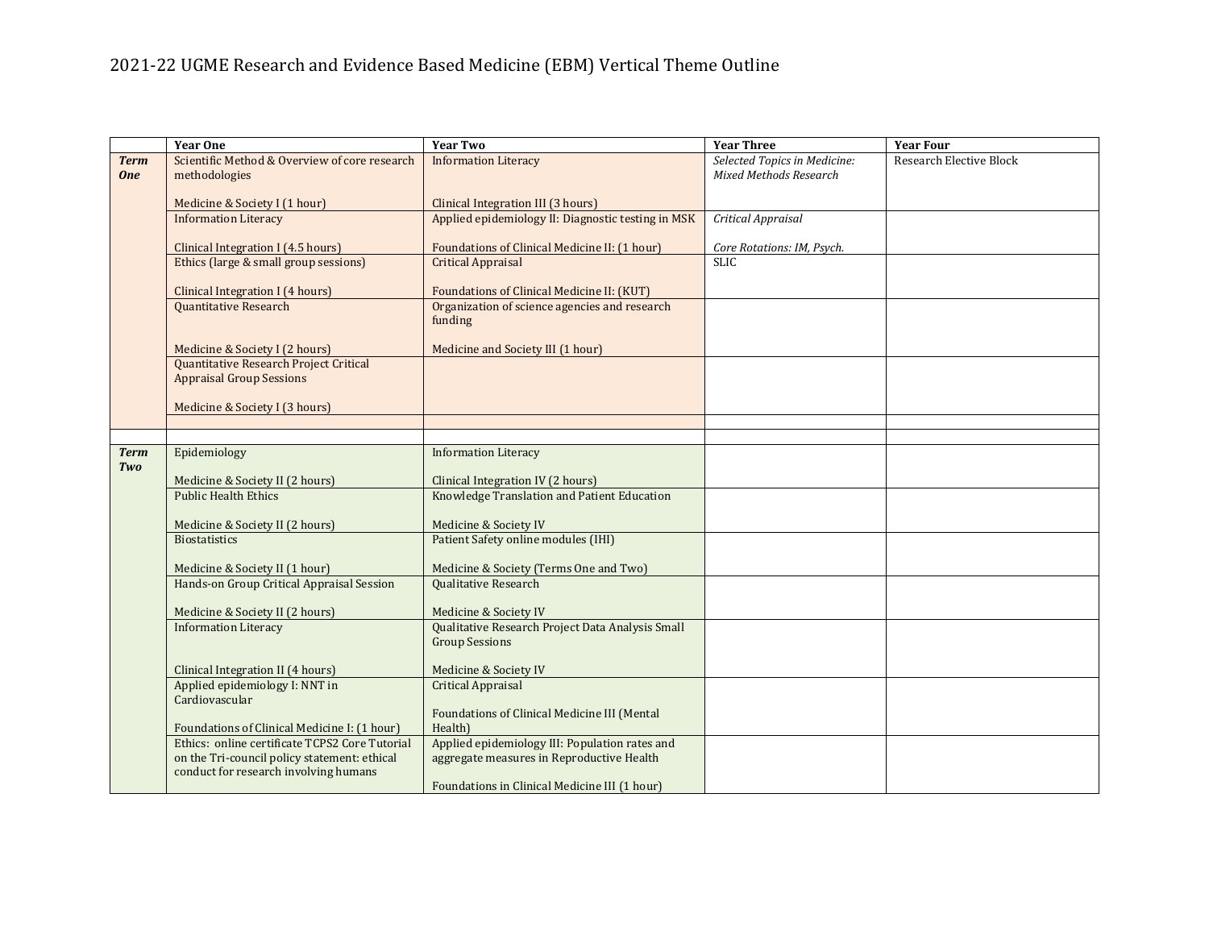# 2021-22 UGME Research and Evidence Based Medicine (EBM) Vertical Theme Outline

| | Year One | Year Two | Year Three | Year Four |
|---|---|---|---|---|
| ***Term One*** | Scientific Method & Overview of core research methodologies<br><br>Medicine & Society I (1 hour) | Information Literacy<br><br>Clinical Integration III (3 hours) | *Selected Topics in Medicine: Mixed Methods Research* | Research Elective Block |
| | Information Literacy<br><br>Clinical Integration I (4.5 hours) | Applied epidemiology II: Diagnostic testing in MSK<br><br>Foundations of Clinical Medicine II: (1 hour) | *Critical Appraisal*<br><br>*Core Rotations: IM, Psych.* | |
| | Ethics (large & small group sessions)<br><br>Clinical Integration I (4 hours) | Critical Appraisal<br><br>Foundations of Clinical Medicine II: (KUT) | SLIC | |
| | Quantitative Research<br><br>Medicine & Society I (2 hours) | Organization of science agencies and research funding<br><br>Medicine and Society III (1 hour) | | |
| | Quantitative Research Project Critical Appraisal Group Sessions<br><br>Medicine & Society I (3 hours) | | | |
| | | | | |
| | | | | |
| ***Term Two*** | Epidemiology<br><br>Medicine & Society II (2 hours) | Information Literacy<br><br>Clinical Integration IV (2 hours) | | |
| | Public Health Ethics<br><br>Medicine & Society II (2 hours) | Knowledge Translation and Patient Education<br><br>Medicine & Society IV | | |
| | Biostatistics<br><br>Medicine & Society II (1 hour) | Patient Safety online modules (IHI)<br><br>Medicine & Society (Terms One and Two) | | |
| | Hands-on Group Critical Appraisal Session<br><br>Medicine & Society II (2 hours) | Qualitative Research<br><br>Medicine & Society IV | | |
| | Information Literacy<br><br>Clinical Integration II (4 hours) | Qualitative Research Project Data Analysis Small Group Sessions<br><br>Medicine & Society IV | | |
| | Applied epidemiology I: NNT in Cardiovascular<br><br>Foundations of Clinical Medicine I: (1 hour) | Critical Appraisal<br><br>Foundations of Clinical Medicine III (Mental Health) | | |
| | Ethics: online certificate TCPS2 Core Tutorial on the Tri-council policy statement: ethical conduct for research involving humans | Applied epidemiology III: Population rates and aggregate measures in Reproductive Health<br><br>Foundations in Clinical Medicine III (1 hour) | | |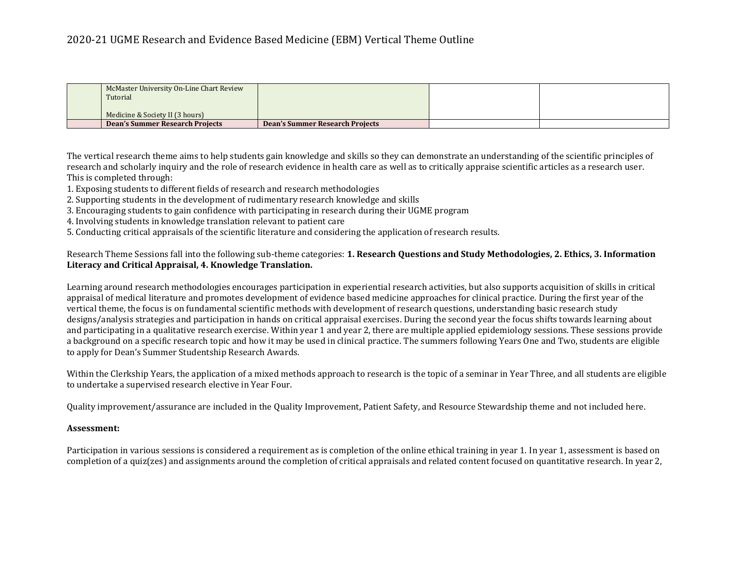# 2020-21 UGME Research and Evidence Based Medicine (EBM) Vertical Theme Outline

| | | | | |
|---|---|---|---|---|
| | McMaster University On-Line Chart Review Tutorial<br><br>Medicine & Society II (3 hours) | | | |
| | **Dean's Summer Research Projects** | **Dean's Summer Research Projects** | | |

The vertical research theme aims to help students gain knowledge and skills so they can demonstrate an understanding of the scientific principles of research and scholarly inquiry and the role of research evidence in health care as well as to critically appraise scientific articles as a research user. This is completed through:

1. Exposing students to different fields of research and research methodologies
2. Supporting students in the development of rudimentary research knowledge and skills
3. Encouraging students to gain confidence with participating in research during their UGME program
4. Involving students in knowledge translation relevant to patient care
5. Conducting critical appraisals of the scientific literature and considering the application of research results.

Research Theme Sessions fall into the following sub-theme categories: **1. Research Questions and Study Methodologies, 2. Ethics, 3. Information Literacy and Critical Appraisal, 4. Knowledge Translation.**

Learning around research methodologies encourages participation in experiential research activities, but also supports acquisition of skills in critical appraisal of medical literature and promotes development of evidence based medicine approaches for clinical practice. During the first year of the vertical theme, the focus is on fundamental scientific methods with development of research questions, understanding basic research study designs/analysis strategies and participation in hands on critical appraisal exercises. During the second year the focus shifts towards learning about and participating in a qualitative research exercise. Within year 1 and year 2, there are multiple applied epidemiology sessions. These sessions provide a background on a specific research topic and how it may be used in clinical practice. The summers following Years One and Two, students are eligible to apply for Dean's Summer Studentship Research Awards.

Within the Clerkship Years, the application of a mixed methods approach to research is the topic of a seminar in Year Three, and all students are eligible to undertake a supervised research elective in Year Four.

Quality improvement/assurance are included in the Quality Improvement, Patient Safety, and Resource Stewardship theme and not included here.

**Assessment:**

Participation in various sessions is considered a requirement as is completion of the online ethical training in year 1. In year 1, assessment is based on completion of a quiz(zes) and assignments around the completion of critical appraisals and related content focused on quantitative research. In year 2,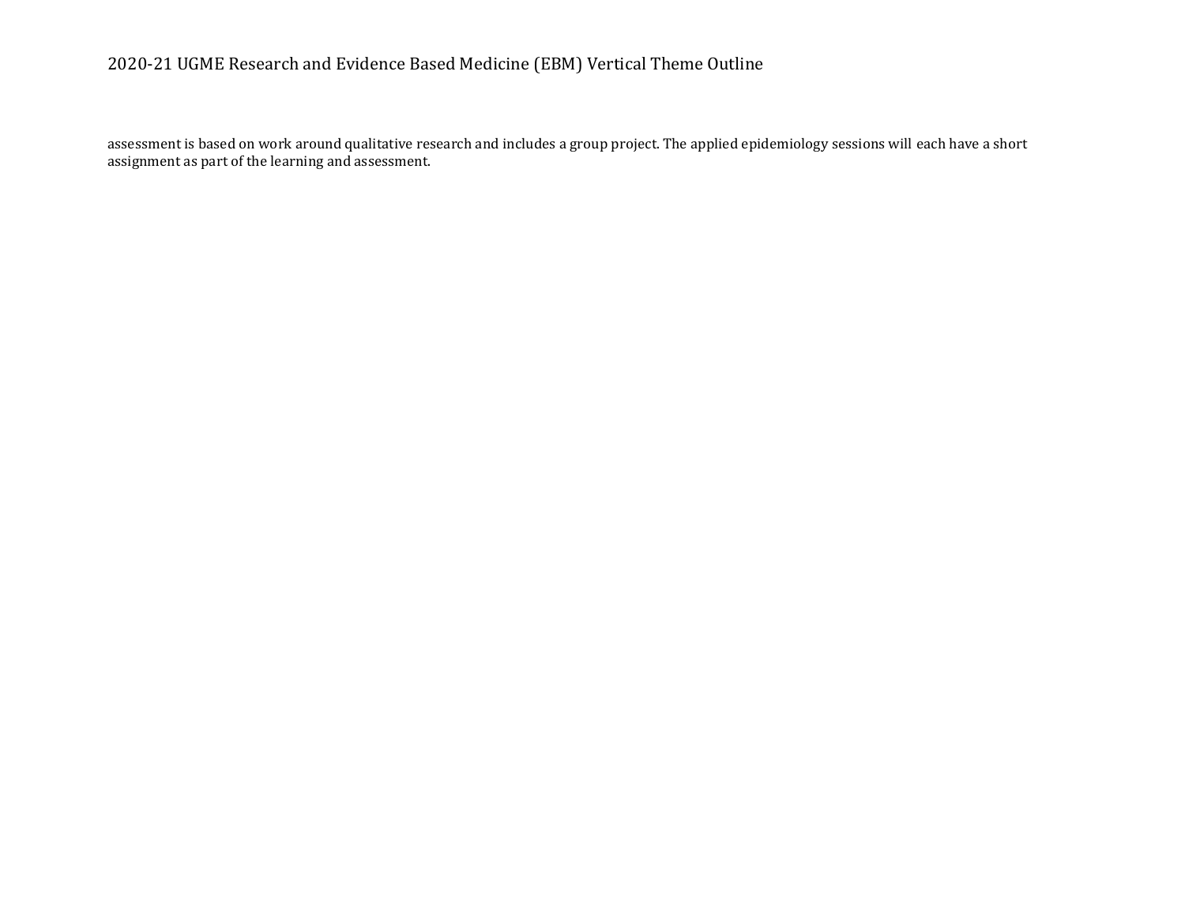assessment is based on work around qualitative research and includes a group project. The applied epidemiology sessions will each have a short assignment as part of the learning and assessment.